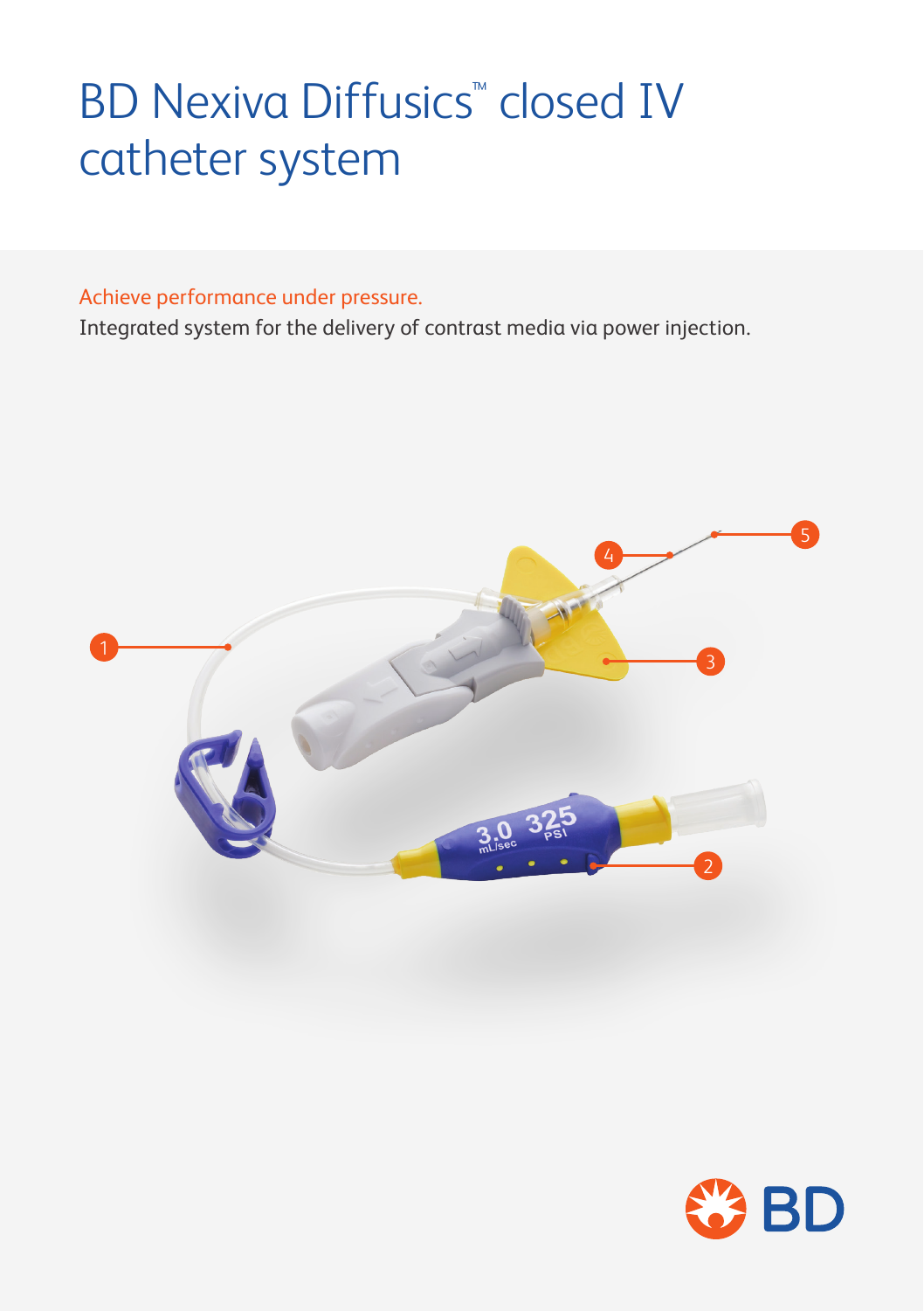# BD Nexiva Diffusics™ closed IV catheter system

Achieve performance under pressure.

Integrated system for the delivery of contrast media via power injection.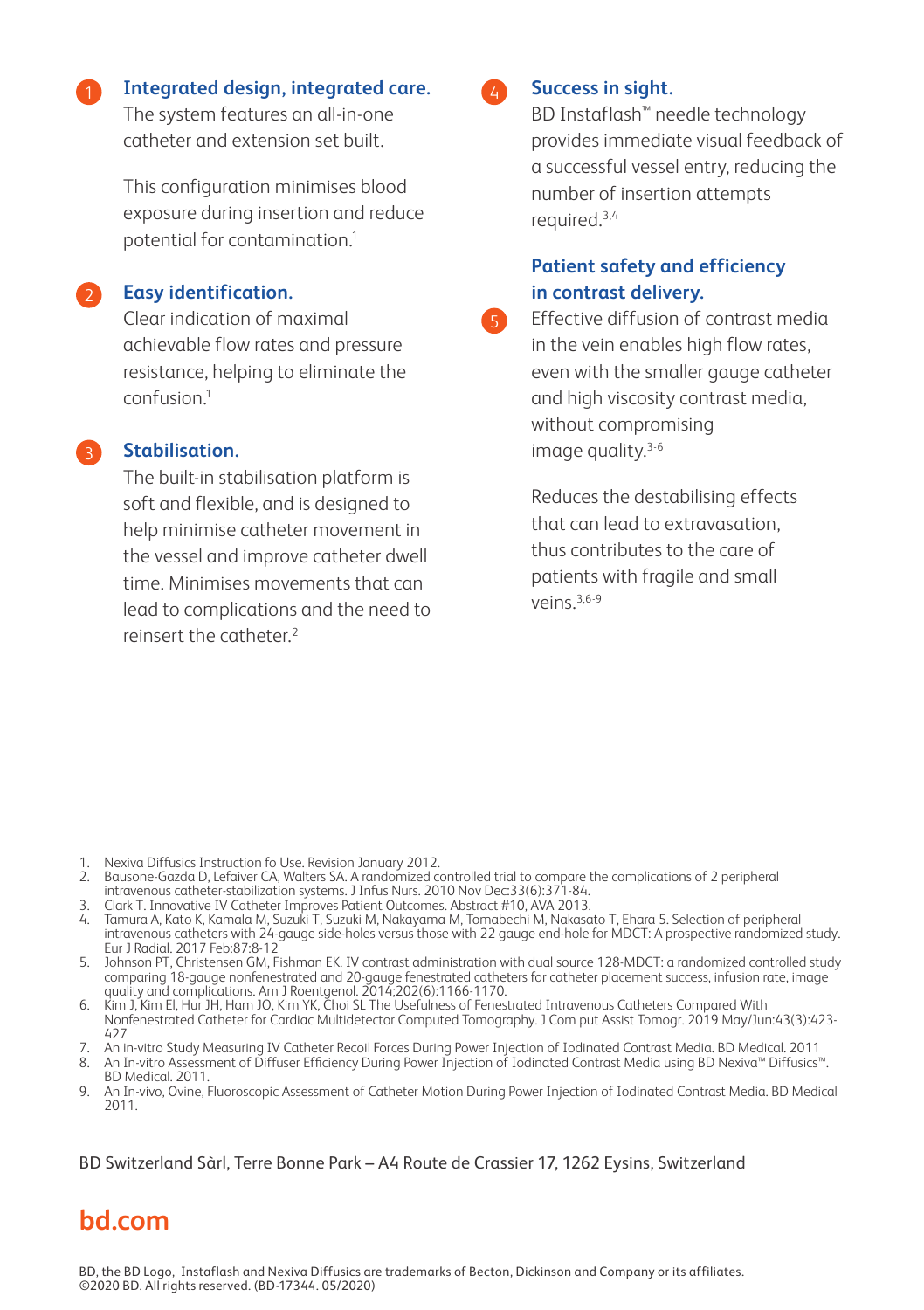1. **Integrated design, integrated care.**
The system features an all-in-one catheter and extension set built.

This configuration minimises blood exposure during insertion and reduce potential for contamination.[1]

2. **Easy identification.**
Clear indication of maximal achievable flow rates and pressure resistance, helping to eliminate the confusion.[1]

3. **Stabilisation.**
The built-in stabilisation platform is soft and flexible, and is designed to help minimise catheter movement in the vessel and improve catheter dwell time. Minimises movements that can lead to complications and the need to reinsert the catheter.[2]

4. **Success in sight.**
BD Instaflash™ needle technology provides immediate visual feedback of a successful vessel entry, reducing the number of insertion attempts required.[3,4]

5. **Patient safety and efficiency in contrast delivery.**
Effective diffusion of contrast media in the vein enables high flow rates, even with the smaller gauge catheter and high viscosity contrast media, without compromising image quality.[3-6]

Reduces the destabilising effects that can lead to extravasation, thus contributes to the care of patients with fragile and small veins.[3,6-9]

1. Nexiva Diffusics Instruction fo Use. Revision January 2012.
2. Bausone-Gazda D, Lefaiver CA, Walters SA. A randomized controlled trial to compare the complications of 2 peripheral intravenous catheter-stabilization systems. J Infus Nurs. 2010 Nov Dec:33(6):371-84.
3. Clark T. Innovative IV Catheter Improves Patient Outcomes. Abstract #10, AVA 2013.
4. Tamura A, Kato K, Kamala M, Suzuki T, Suzuki M, Nakayama M, Tomabechi M, Nakasato T, Ehara 5. Selection of peripheral intravenous catheters with 24-gauge side-holes versus those with 22 gauge end-hole for MDCT: A prospective randomized study. Eur J Radial. 2017 Feb:87:8-12
5. Johnson PT, Christensen GM, Fishman EK. IV contrast administration with dual source 128-MDCT: a randomized controlled study comparing 18-gauge nonfenestrated and 20-gauge fenestrated catheters for catheter placement success, infusion rate, image quality and complications. Am J Roentgenol. 2014;202(6):1166-1170.
6. Kim J, Kim El, Hur JH, Ham JO, Kim YK, Choi SL The Usefulness of Fenestrated Intravenous Catheters Compared With Nonfenestrated Catheter for Cardiac Multidetector Computed Tomography. J Com put Assist Tomogr. 2019 May/Jun:43(3):423-427
7. An in-vitro Study Measuring IV Catheter Recoil Forces During Power Injection of Iodinated Contrast Media. BD Medical. 2011
8. An In-vitro Assessment of Diffuser Efficiency During Power Injection of Iodinated Contrast Media using BD Nexiva™ Diffusics™. BD Medical. 2011.
9. An In-vivo, Ovine, Fluoroscopic Assessment of Catheter Motion During Power Injection of Iodinated Contrast Media. BD Medical 2011.

BD Switzerland Sàrl, Terre Bonne Park – A4 Route de Crassier 17, 1262 Eysins, Switzerland

**bd.com**

BD, the BD Logo, Instaflash and Nexiva Diffusics are trademarks of Becton, Dickinson and Company or its affiliates.
©2020 BD. All rights reserved. (BD-17344. 05/2020)